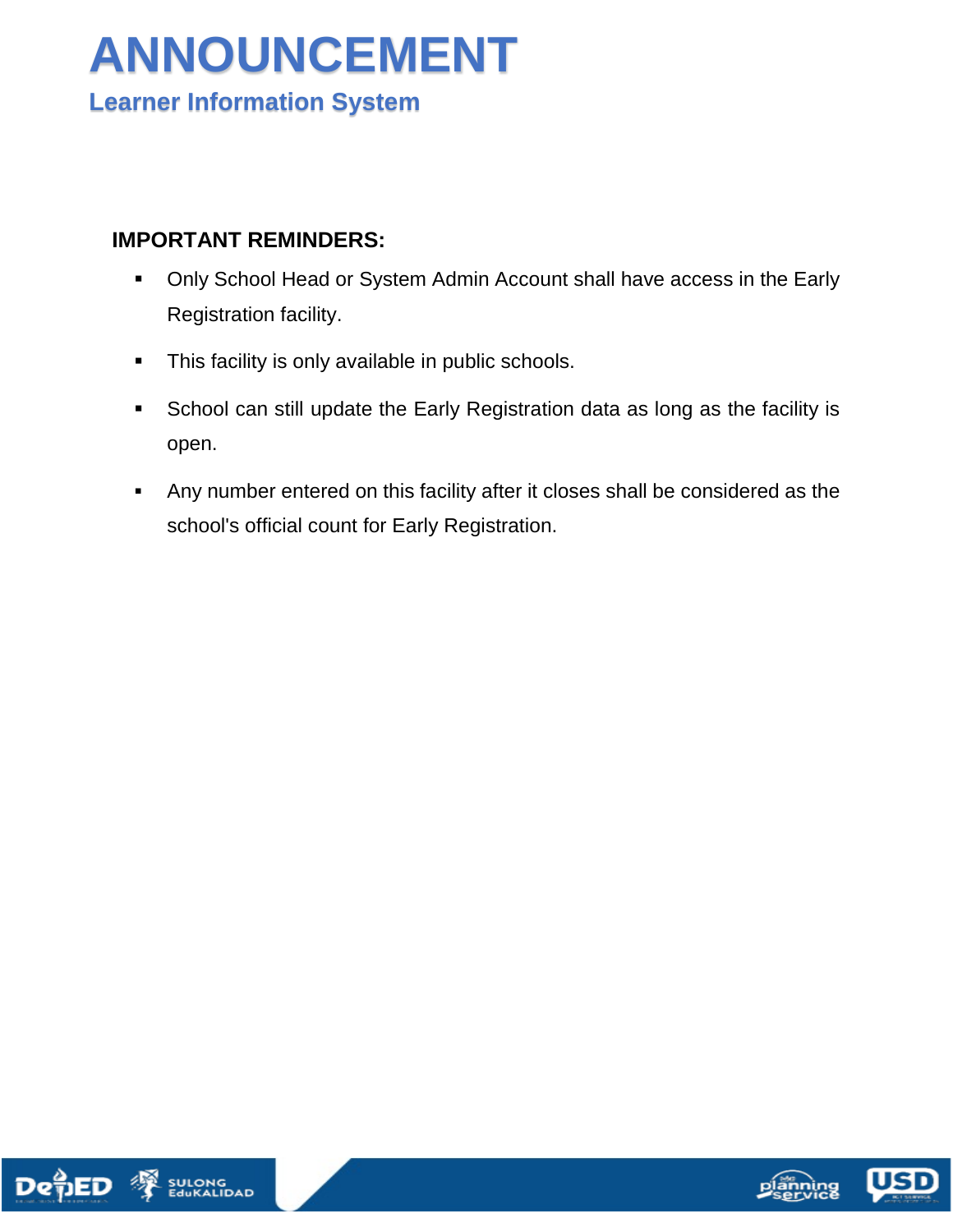# ANNOUNCEMENT

## Learner Information System

**IMPORTANT REMINDERS:**

- Only School Head or System Admin Account shall have access in the Early Registration facility.
- This facility is only available in public schools.
- School can still update the Early Registration data as long as the facility is open.
- Any number entered on this facility after it closes shall be considered as the school's official count for Early Registration.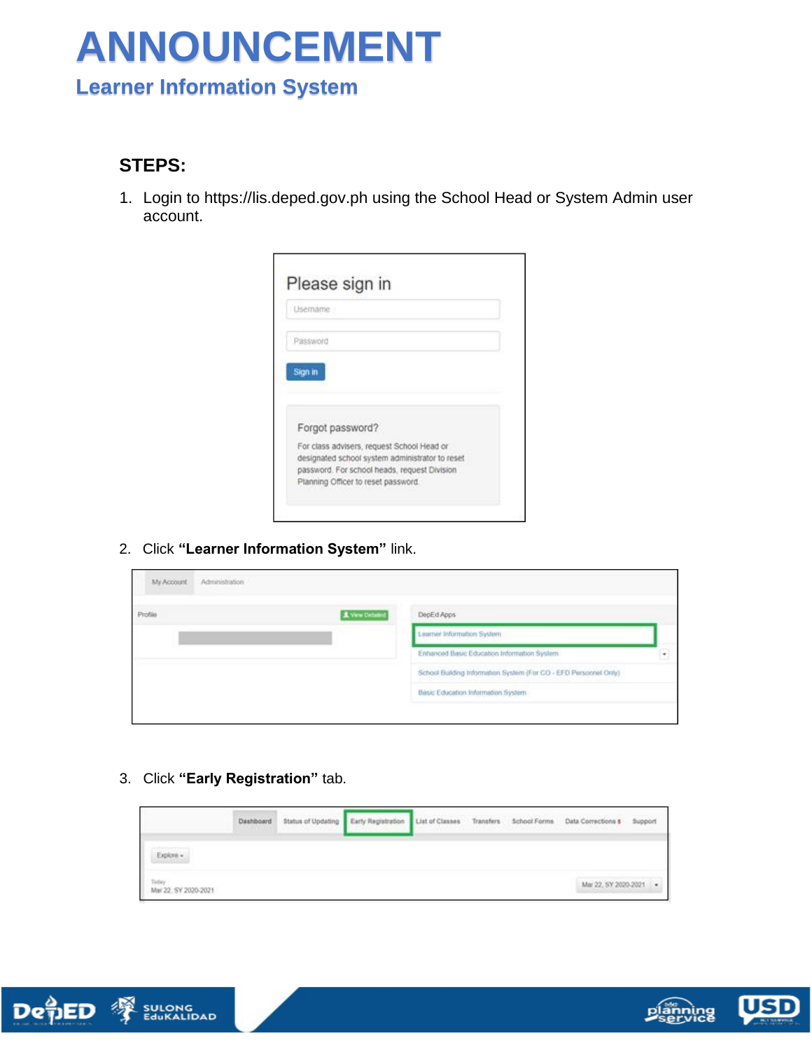# ANNOUNCEMENT

## Learner Information System

### STEPS:

1. Login to https://lis.deped.gov.ph using the School Head or System Admin user account.

2. Click **"Learner Information System"** link.

3. Click **"Early Registration"** tab.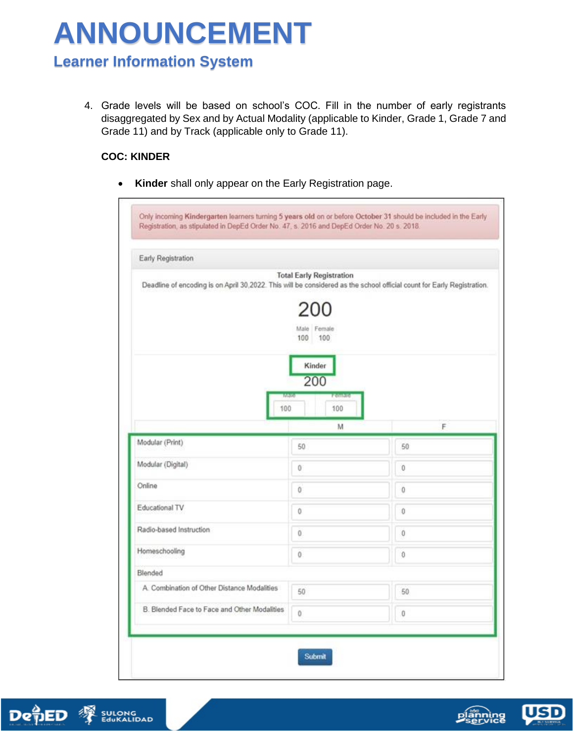# ANNOUNCEMENT

## Learner Information System

4. Grade levels will be based on school's COC. Fill in the number of early registrants disaggregated by Sex and by Actual Modality (applicable to Kinder, Grade 1, Grade 7 and Grade 11) and by Track (applicable only to Grade 11).

**COC: KINDER**

- **Kinder** shall only appear on the Early Registration page.

Only incoming **Kindergarten** learners turning **5 years old** on or before **October 31** should be included in the Early Registration, as stipulated in DepEd Order No. 47, s. 2016 and DepEd Order No. 20 s. 2018.

Early Registration

**Total Early Registration**

Deadline of encoding is on April 30,2022. This will be considered as the school official count for Early Registration.

200

| Male | Female |
|---|---|
| 100 | 100 |

**Kinder**

200

| Male | Female |
|---|---|
| 100 | 100 |

| | M | F |
|---|---|---|
| Modular (Print) | 50 | 50 |
| Modular (Digital) | 0 | 0 |
| Online | 0 | 0 |
| Educational TV | 0 | 0 |
| Radio-based Instruction | 0 | 0 |
| Homeschooling | 0 | 0 |
| Blended | | |
| A. Combination of Other Distance Modalities | 50 | 50 |
| B. Blended Face to Face and Other Modalities | 0 | 0 |

Submit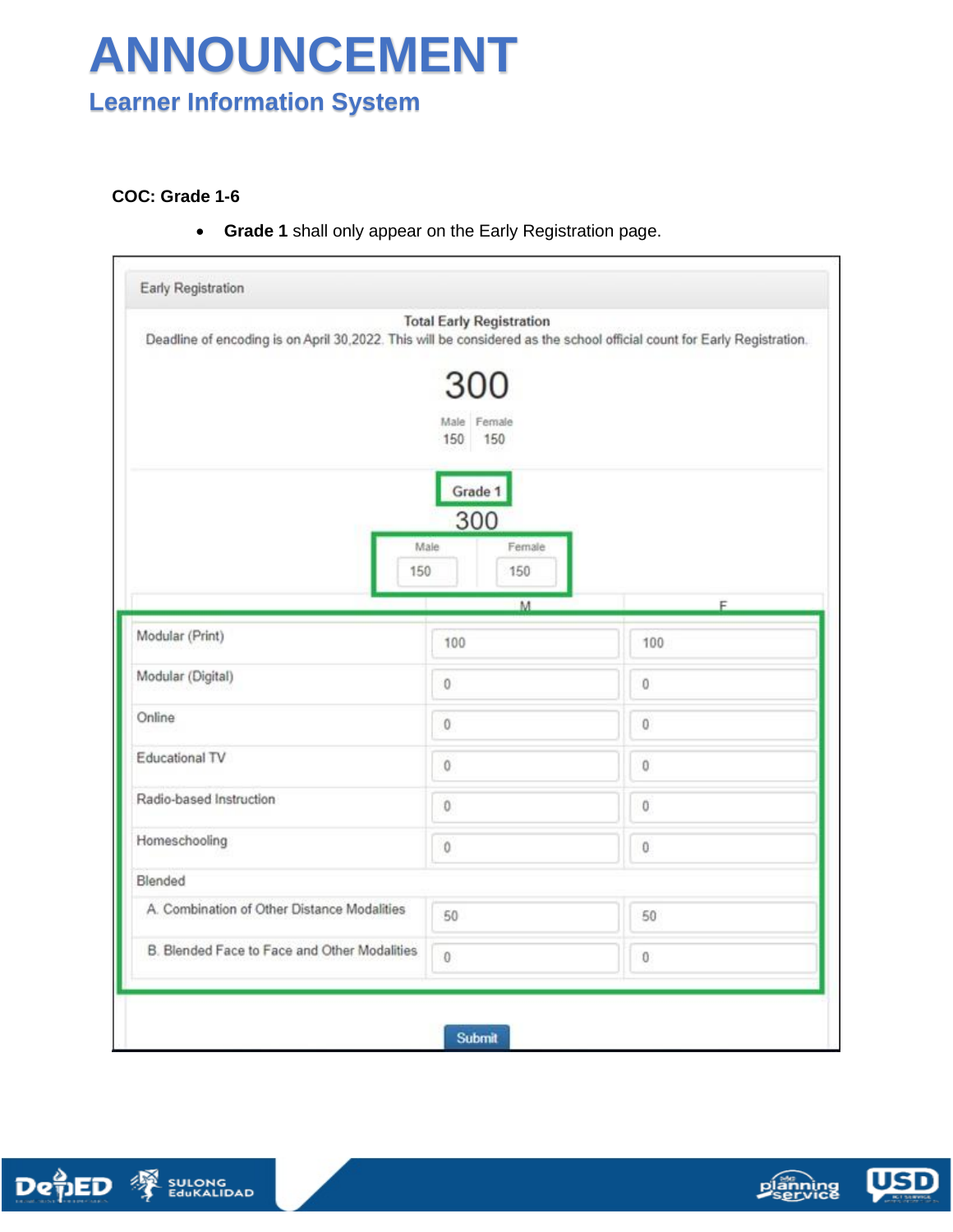# ANNOUNCEMENT

## Learner Information System

**COC: Grade 1-6**

- **Grade 1** shall only appear on the Early Registration page.

Early Registration

**Total Early Registration**

Deadline of encoding is on April 30,2022. This will be considered as the school official count for Early Registration.

300

| Male | Female |
|---|---|
| 150 | 150 |

Grade 1

300

| Male | Female |
|---|---|
| 150 | 150 |

| | M | F |
|---|---|---|
| Modular (Print) | 100 | 100 |
| Modular (Digital) | 0 | 0 |
| Online | 0 | 0 |
| Educational TV | 0 | 0 |
| Radio-based Instruction | 0 | 0 |
| Homeschooling | 0 | 0 |
| Blended | | |
| A. Combination of Other Distance Modalities | 50 | 50 |
| B. Blended Face to Face and Other Modalities | 0 | 0 |

Submit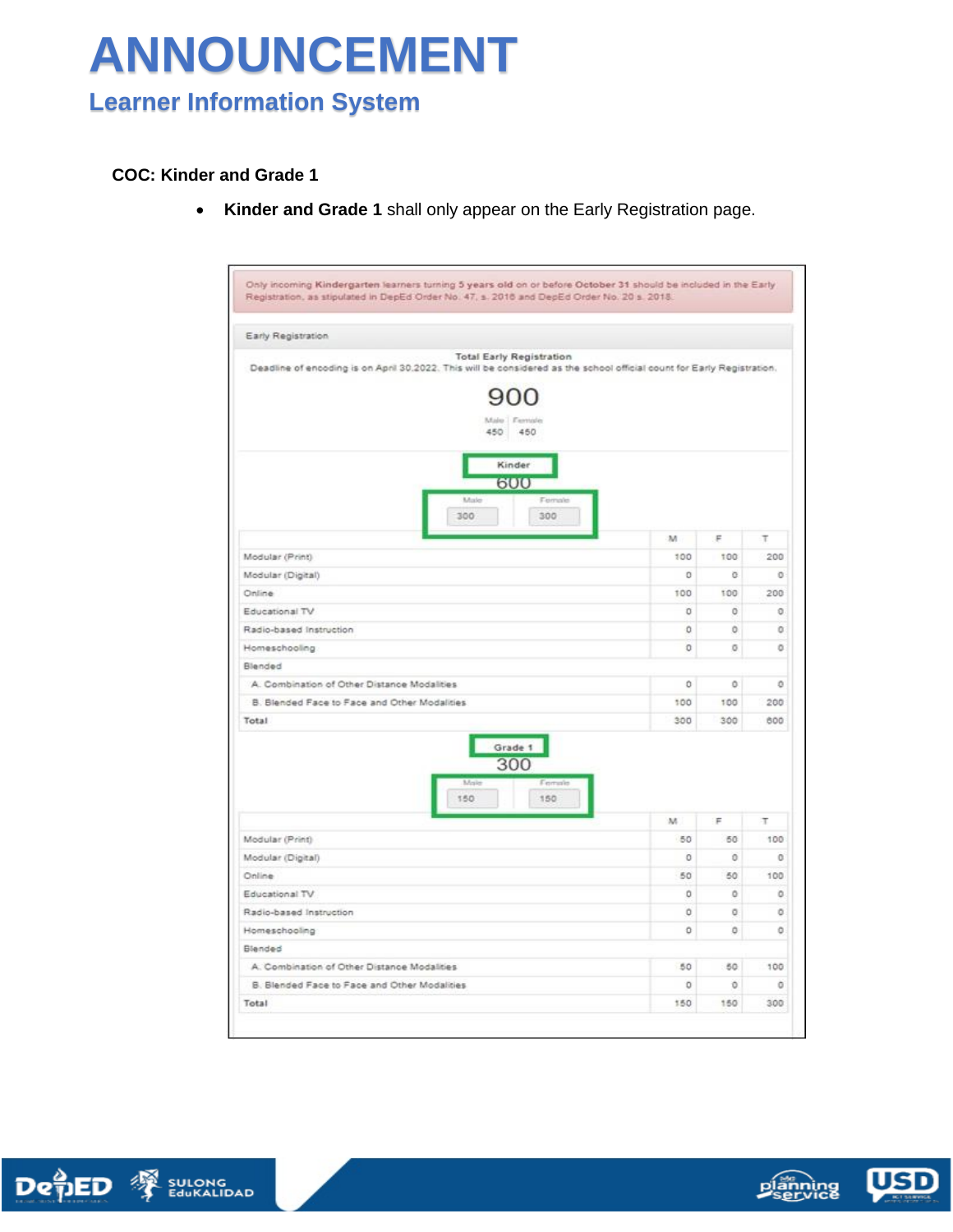# ANNOUNCEMENT

## Learner Information System

**COC: Kinder and Grade 1**

- **Kinder and Grade 1** shall only appear on the Early Registration page.

Only incoming **Kindergarten** learners turning **5 years old** on or before **October 31** should be included in the Early Registration, as stipulated in DepEd Order No. 47, s. 2016 and DepEd Order No. 20 s. 2018.

Early Registration

**Total Early Registration**

Deadline of encoding is on April 30,2022. This will be considered as the school official count for Early Registration.

900

| Male | Female |
|---|---|
| 450 | 450 |

**Kinder**

600

| Male | Female |
|---|---|
| 300 | 300 |

| | M | F | T |
|---|---|---|---|
| Modular (Print) | 100 | 100 | 200 |
| Modular (Digital) | 0 | 0 | 0 |
| Online | 100 | 100 | 200 |
| Educational TV | 0 | 0 | 0 |
| Radio-based Instruction | 0 | 0 | 0 |
| Homeschooling | 0 | 0 | 0 |
| Blended | | | |
| A. Combination of Other Distance Modalities | 0 | 0 | 0 |
| B. Blended Face to Face and Other Modalities | 100 | 100 | 200 |
| **Total** | 300 | 300 | 600 |

**Grade 1**

300

| Male | Female |
|---|---|
| 150 | 150 |

| | M | F | T |
|---|---|---|---|
| Modular (Print) | 50 | 50 | 100 |
| Modular (Digital) | 0 | 0 | 0 |
| Online | 50 | 50 | 100 |
| Educational TV | 0 | 0 | 0 |
| Radio-based Instruction | 0 | 0 | 0 |
| Homeschooling | 0 | 0 | 0 |
| Blended | | | |
| A. Combination of Other Distance Modalities | 50 | 50 | 100 |
| B. Blended Face to Face and Other Modalities | 0 | 0 | 0 |
| **Total** | 150 | 150 | 300 |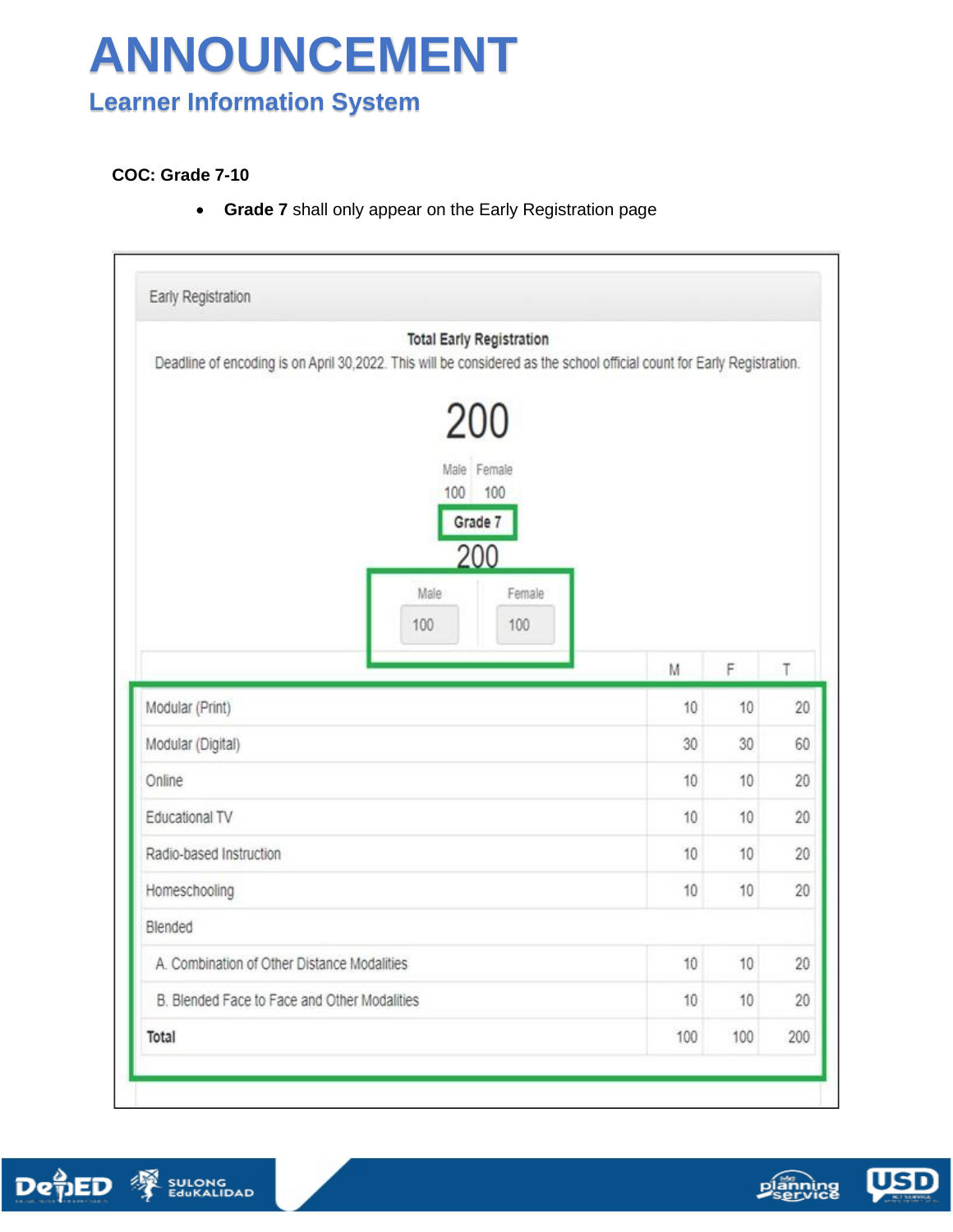# ANNOUNCEMENT

## Learner Information System

**COC: Grade 7-10**

- **Grade 7** shall only appear on the Early Registration page

Early Registration

**Total Early Registration**

Deadline of encoding is on April 30,2022. This will be considered as the school official count for Early Registration.

200

| Male | Female |
|---|---|
| 100 | 100 |

**Grade 7**

200

| Male | Female |
|---|---|
| 100 | 100 |

| | M | F | T |
|---|---|---|---|
| Modular (Print) | 10 | 10 | 20 |
| Modular (Digital) | 30 | 30 | 60 |
| Online | 10 | 10 | 20 |
| Educational TV | 10 | 10 | 20 |
| Radio-based Instruction | 10 | 10 | 20 |
| Homeschooling | 10 | 10 | 20 |
| Blended | | | |
| A. Combination of Other Distance Modalities | 10 | 10 | 20 |
| B. Blended Face to Face and Other Modalities | 10 | 10 | 20 |
| **Total** | 100 | 100 | 200 |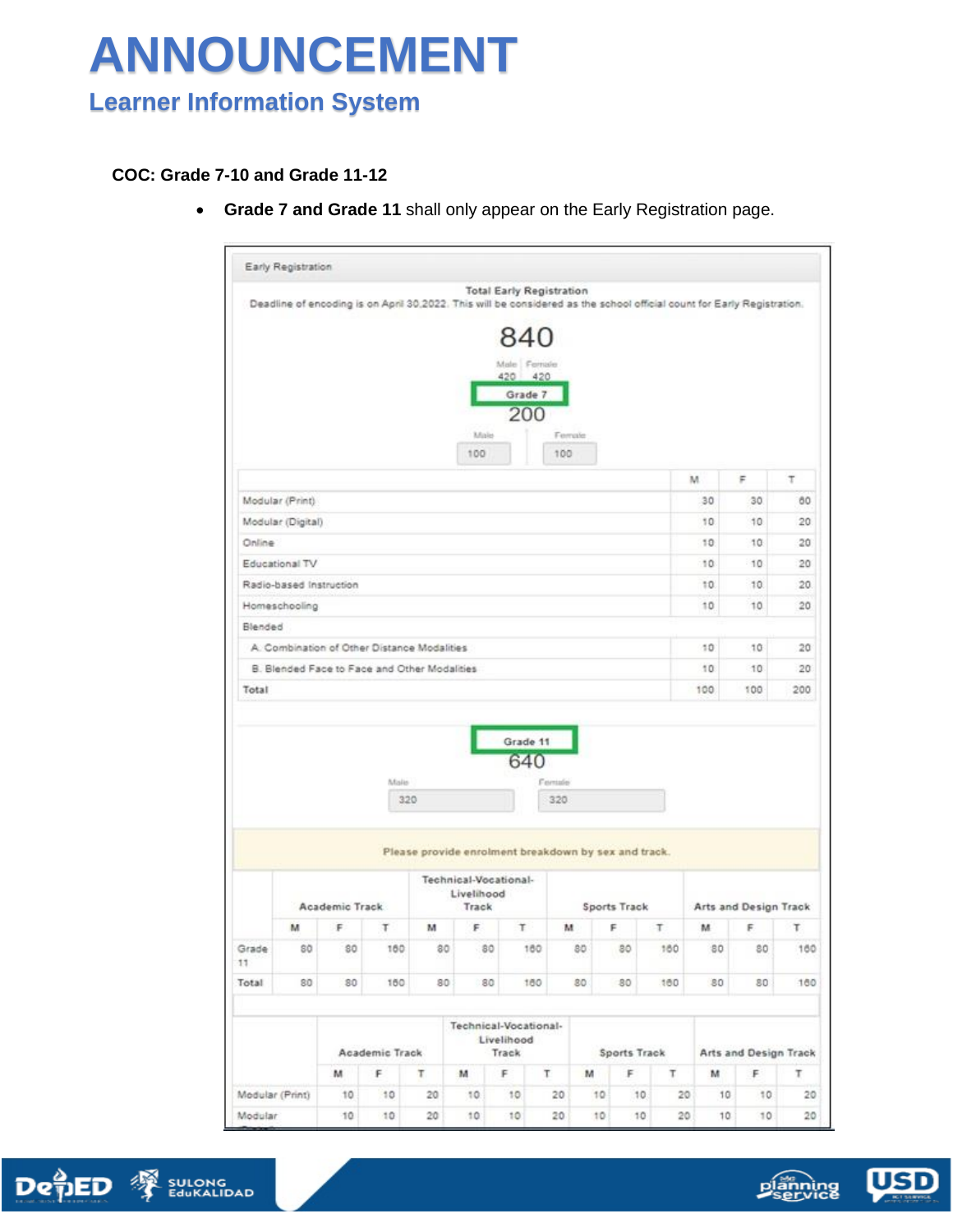# ANNOUNCEMENT

## Learner Information System

**COC: Grade 7-10 and Grade 11-12**

- **Grade 7 and Grade 11** shall only appear on the Early Registration page.

Early Registration

Total Early Registration

Deadline of encoding is on April 30,2022. This will be considered as the school official count for Early Registration.

840

Male | Female

420 | 420

Grade 7

200

Male: 100 | Female: 100

| | M | F | T |
|---|---|---|---|
| Modular (Print) | 30 | 30 | 60 |
| Modular (Digital) | 10 | 10 | 20 |
| Online | 10 | 10 | 20 |
| Educational TV | 10 | 10 | 20 |
| Radio-based Instruction | 10 | 10 | 20 |
| Homeschooling | 10 | 10 | 20 |
| Blended | | | |
| A. Combination of Other Distance Modalities | 10 | 10 | 20 |
| B. Blended Face to Face and Other Modalities | 10 | 10 | 20 |
| Total | 100 | 100 | 200 |

Grade 11

640

Male: 320 | Female: 320

Please provide enrolment breakdown by sex and track.

| | Academic Track | | | Technical-Vocational-Livelihood Track | | | Sports Track | | | Arts and Design Track | | |
|---|---|---|---|---|---|---|---|---|---|---|---|---|
| | M | F | T | M | F | T | M | F | T | M | F | T |
| Grade 11 | 80 | 80 | 160 | 80 | 80 | 160 | 80 | 80 | 160 | 80 | 80 | 160 |
| Total | 80 | 80 | 160 | 80 | 80 | 160 | 80 | 80 | 160 | 80 | 80 | 160 |

| | Academic Track | | | Technical-Vocational-Livelihood Track | | | Sports Track | | | Arts and Design Track | | |
|---|---|---|---|---|---|---|---|---|---|---|---|---|
| | M | F | T | M | F | T | M | F | T | M | F | T |
| Modular (Print) | 10 | 10 | 20 | 10 | 10 | 20 | 10 | 10 | 20 | 10 | 10 | 20 |
| Modular | 10 | 10 | 20 | 10 | 10 | 20 | 10 | 10 | 20 | 10 | 10 | 20 |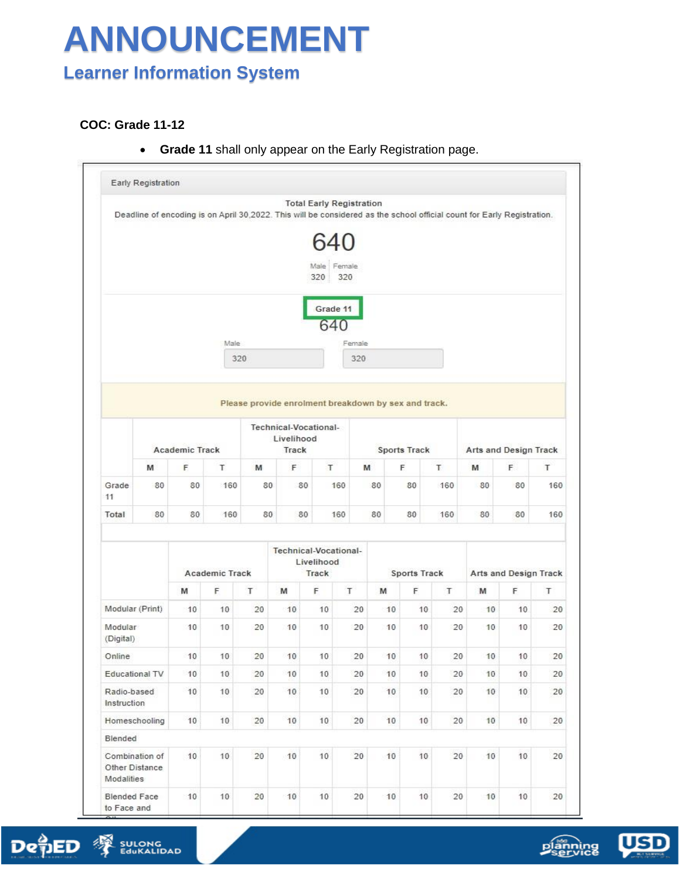# ANNOUNCEMENT

## Learner Information System

**COC: Grade 11-12**

- **Grade 11** shall only appear on the Early Registration page.

Early Registration

Total Early Registration

Deadline of encoding is on April 30,2022. This will be considered as the school official count for Early Registration.

640

| Male | Female |
|---|---|
| 320 | 320 |

Grade 11

640

| Male | Female |
|---|---|
| 320 | 320 |

Please provide enrolment breakdown by sex and track.

| | Academic Track | | | Technical-Vocational-Livelihood Track | | | Sports Track | | | Arts and Design Track | | |
|---|---|---|---|---|---|---|---|---|---|---|---|---|
| | M | F | T | M | F | T | M | F | T | M | F | T |
| Grade 11 | 80 | 80 | 160 | 80 | 80 | 160 | 80 | 80 | 160 | 80 | 80 | 160 |
| Total | 80 | 80 | 160 | 80 | 80 | 160 | 80 | 80 | 160 | 80 | 80 | 160 |

| | Academic Track | | | Technical-Vocational-Livelihood Track | | | Sports Track | | | Arts and Design Track | | |
|---|---|---|---|---|---|---|---|---|---|---|---|---|
| | M | F | T | M | F | T | M | F | T | M | F | T |
| Modular (Print) | 10 | 10 | 20 | 10 | 10 | 20 | 10 | 10 | 20 | 10 | 10 | 20 |
| Modular (Digital) | 10 | 10 | 20 | 10 | 10 | 20 | 10 | 10 | 20 | 10 | 10 | 20 |
| Online | 10 | 10 | 20 | 10 | 10 | 20 | 10 | 10 | 20 | 10 | 10 | 20 |
| Educational TV | 10 | 10 | 20 | 10 | 10 | 20 | 10 | 10 | 20 | 10 | 10 | 20 |
| Radio-based Instruction | 10 | 10 | 20 | 10 | 10 | 20 | 10 | 10 | 20 | 10 | 10 | 20 |
| Homeschooling | 10 | 10 | 20 | 10 | 10 | 20 | 10 | 10 | 20 | 10 | 10 | 20 |
| Blended | | | | | | | | | | | | |
| Combination of Other Distance Modalities | 10 | 10 | 20 | 10 | 10 | 20 | 10 | 10 | 20 | 10 | 10 | 20 |
| Blended Face to Face and | 10 | 10 | 20 | 10 | 10 | 20 | 10 | 10 | 20 | 10 | 10 | 20 |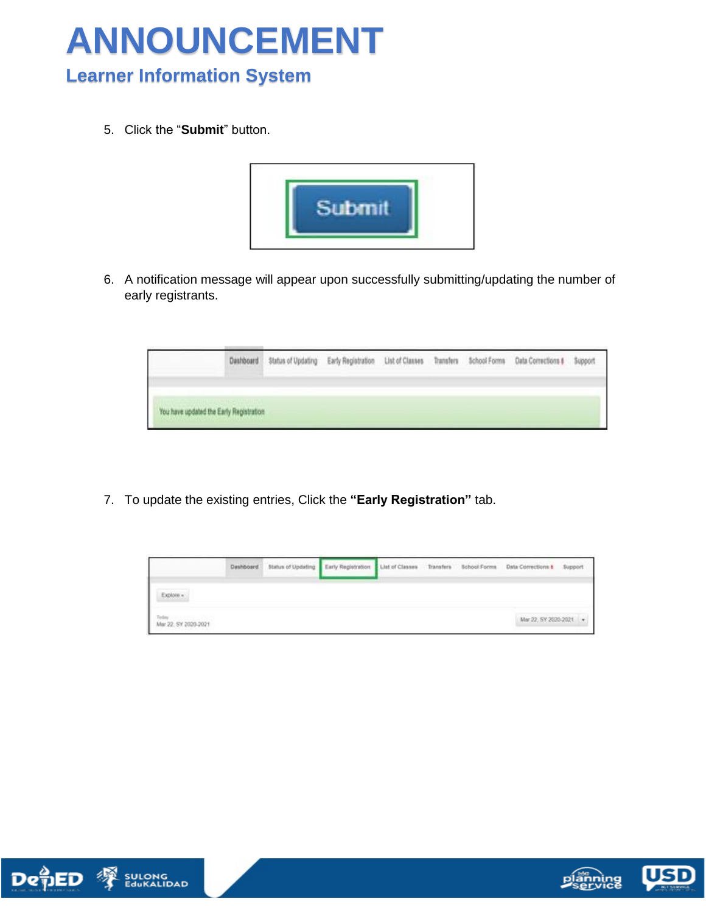# ANNOUNCEMENT

## Learner Information System

5. Click the "**Submit**" button.

6. A notification message will appear upon successfully submitting/updating the number of early registrants.

7. To update the existing entries, Click the **"Early Registration"** tab.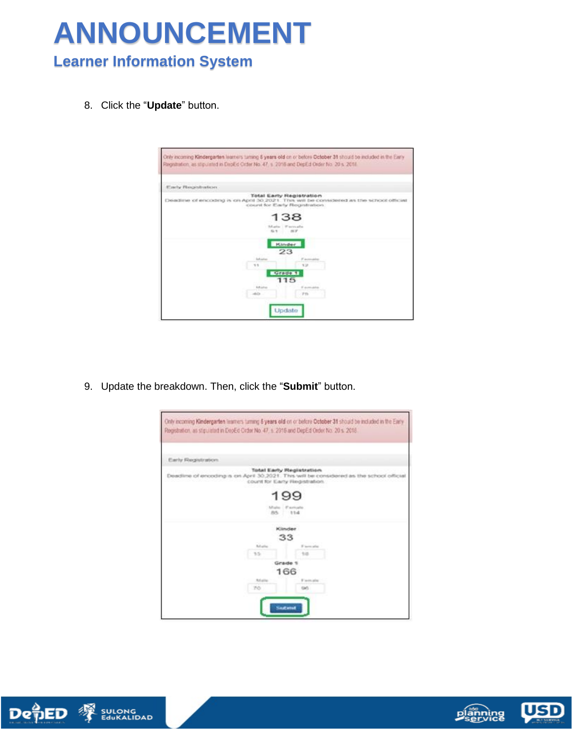# ANNOUNCEMENT

## Learner Information System

8. Click the "**Update**" button.

9. Update the breakdown. Then, click the "**Submit**" button.